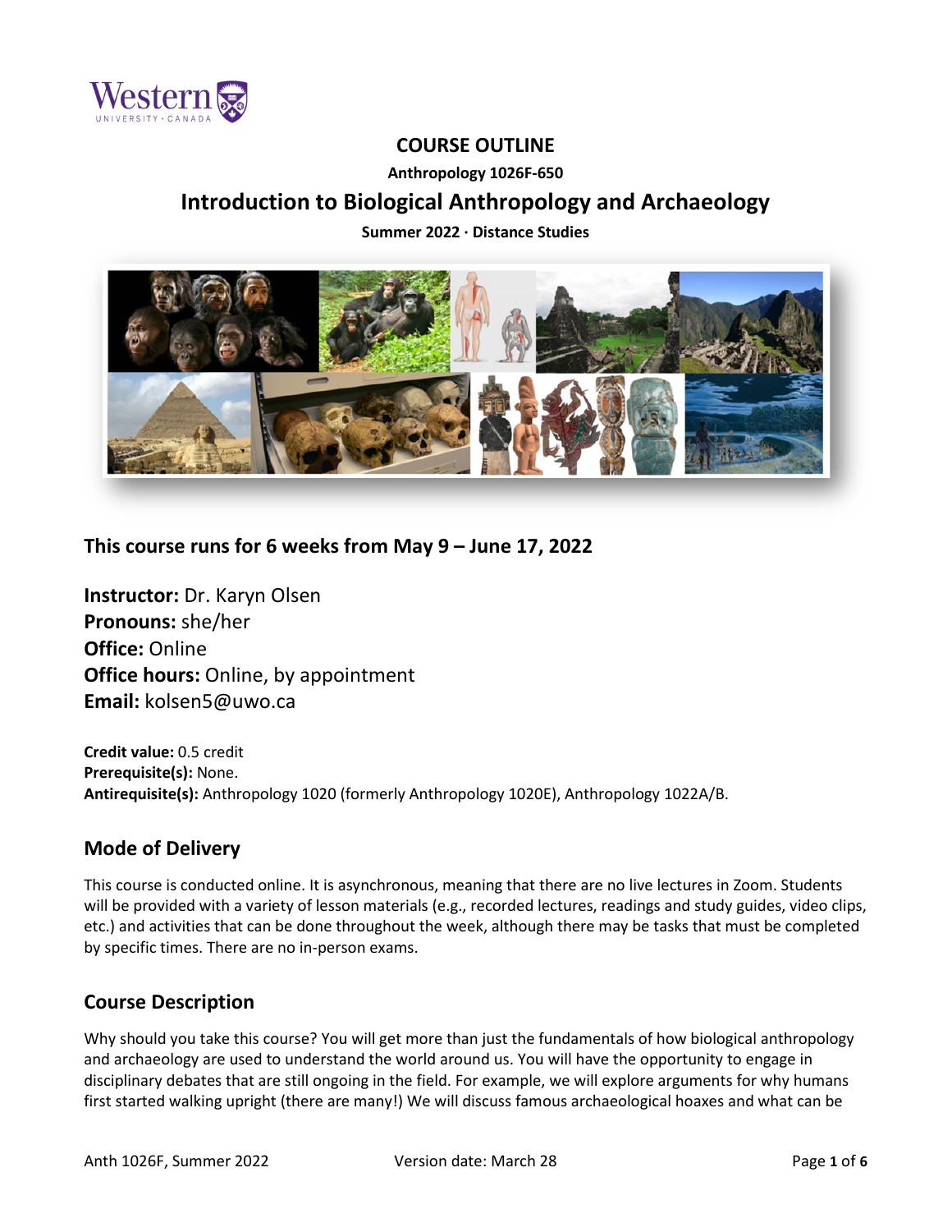# COURSE OUTLINE

**Anthropology 1026F-650**

## Introduction to Biological Anthropology and Archaeology

**Summer 2022 · Distance Studies**

## This course runs for 6 weeks from May 9 – June 17, 2022

**Instructor:** Dr. Karyn Olsen
**Pronouns:** she/her
**Office:** Online
**Office hours:** Online, by appointment
**Email:** kolsen5@uwo.ca

**Credit value:** 0.5 credit
**Prerequisite(s):** None.
**Antirequisite(s):** Anthropology 1020 (formerly Anthropology 1020E), Anthropology 1022A/B.

## Mode of Delivery

This course is conducted online. It is asynchronous, meaning that there are no live lectures in Zoom. Students will be provided with a variety of lesson materials (e.g., recorded lectures, readings and study guides, video clips, etc.) and activities that can be done throughout the week, although there may be tasks that must be completed by specific times. There are no in-person exams.

## Course Description

Why should you take this course? You will get more than just the fundamentals of how biological anthropology and archaeology are used to understand the world around us. You will have the opportunity to engage in disciplinary debates that are still ongoing in the field. For example, we will explore arguments for why humans first started walking upright (there are many!) We will discuss famous archaeological hoaxes and what can be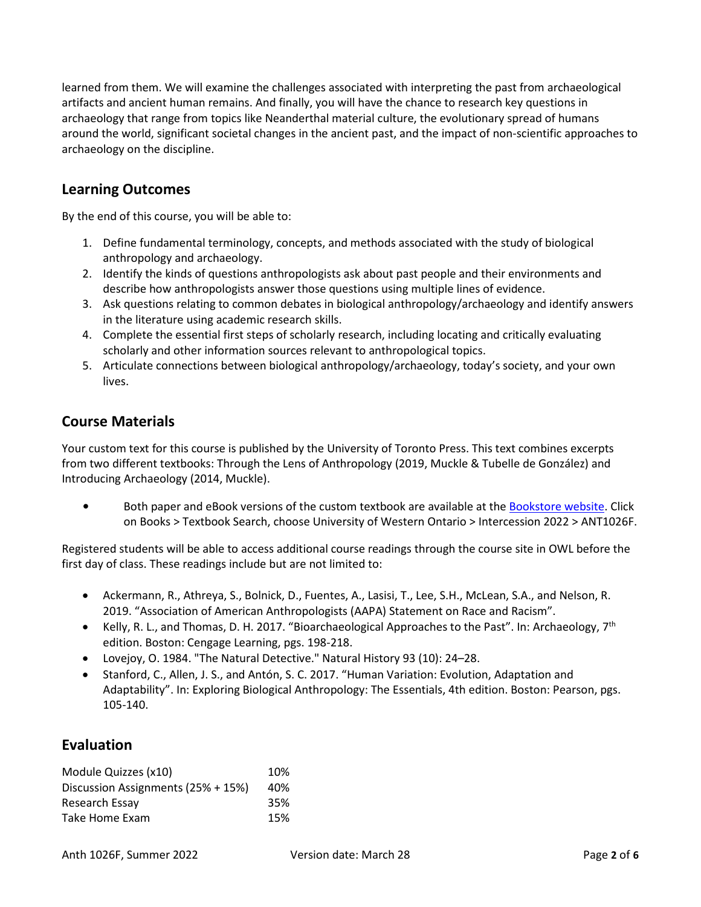learned from them. We will examine the challenges associated with interpreting the past from archaeological artifacts and ancient human remains. And finally, you will have the chance to research key questions in archaeology that range from topics like Neanderthal material culture, the evolutionary spread of humans around the world, significant societal changes in the ancient past, and the impact of non-scientific approaches to archaeology on the discipline.

## Learning Outcomes

By the end of this course, you will be able to:

1. Define fundamental terminology, concepts, and methods associated with the study of biological anthropology and archaeology.
2. Identify the kinds of questions anthropologists ask about past people and their environments and describe how anthropologists answer those questions using multiple lines of evidence.
3. Ask questions relating to common debates in biological anthropology/archaeology and identify answers in the literature using academic research skills.
4. Complete the essential first steps of scholarly research, including locating and critically evaluating scholarly and other information sources relevant to anthropological topics.
5. Articulate connections between biological anthropology/archaeology, today's society, and your own lives.

## Course Materials

Your custom text for this course is published by the University of Toronto Press. This text combines excerpts from two different textbooks: Through the Lens of Anthropology (2019, Muckle & Tubelle de González) and Introducing Archaeology (2014, Muckle).

- Both paper and eBook versions of the custom textbook are available at the Bookstore website. Click on Books > Textbook Search, choose University of Western Ontario > Intercession 2022 > ANT1026F.

Registered students will be able to access additional course readings through the course site in OWL before the first day of class. These readings include but are not limited to:

- Ackermann, R., Athreya, S., Bolnick, D., Fuentes, A., Lasisi, T., Lee, S.H., McLean, S.A., and Nelson, R. 2019. "Association of American Anthropologists (AAPA) Statement on Race and Racism".
- Kelly, R. L., and Thomas, D. H. 2017. "Bioarchaeological Approaches to the Past". In: Archaeology, 7th edition. Boston: Cengage Learning, pgs. 198-218.
- Lovejoy, O. 1984. "The Natural Detective." Natural History 93 (10): 24–28.
- Stanford, C., Allen, J. S., and Antón, S. C. 2017. "Human Variation: Evolution, Adaptation and Adaptability". In: Exploring Biological Anthropology: The Essentials, 4th edition. Boston: Pearson, pgs. 105-140.

## Evaluation

| Component | Weight |
|---|---|
| Module Quizzes (x10) | 10% |
| Discussion Assignments (25% + 15%) | 40% |
| Research Essay | 35% |
| Take Home Exam | 15% |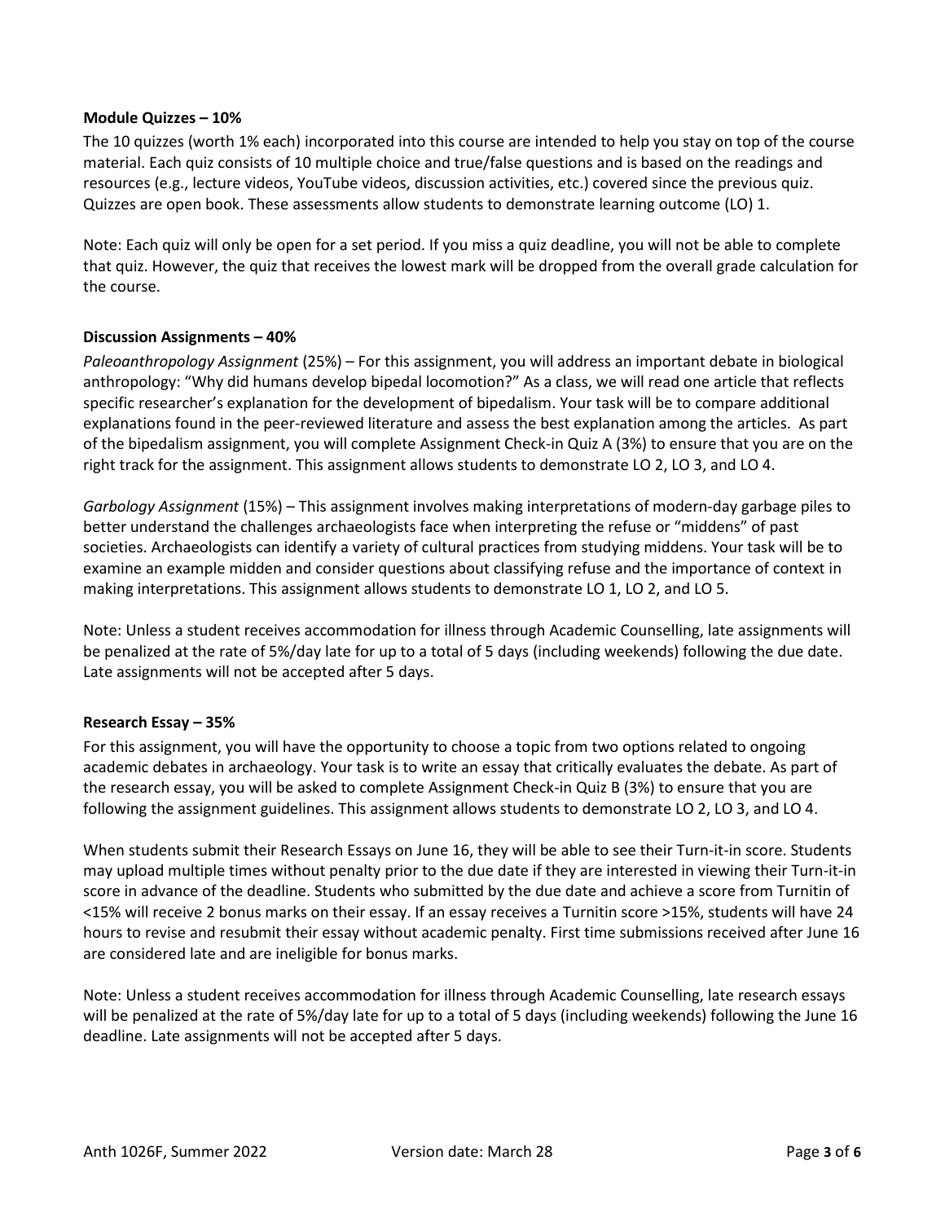**Module Quizzes – 10%**

The 10 quizzes (worth 1% each) incorporated into this course are intended to help you stay on top of the course material. Each quiz consists of 10 multiple choice and true/false questions and is based on the readings and resources (e.g., lecture videos, YouTube videos, discussion activities, etc.) covered since the previous quiz. Quizzes are open book. These assessments allow students to demonstrate learning outcome (LO) 1.

Note: Each quiz will only be open for a set period. If you miss a quiz deadline, you will not be able to complete that quiz. However, the quiz that receives the lowest mark will be dropped from the overall grade calculation for the course.

**Discussion Assignments – 40%**

*Paleoanthropology Assignment* (25%) – For this assignment, you will address an important debate in biological anthropology: "Why did humans develop bipedal locomotion?" As a class, we will read one article that reflects specific researcher's explanation for the development of bipedalism. Your task will be to compare additional explanations found in the peer-reviewed literature and assess the best explanation among the articles. As part of the bipedalism assignment, you will complete Assignment Check-in Quiz A (3%) to ensure that you are on the right track for the assignment. This assignment allows students to demonstrate LO 2, LO 3, and LO 4.

*Garbology Assignment* (15%) – This assignment involves making interpretations of modern-day garbage piles to better understand the challenges archaeologists face when interpreting the refuse or "middens" of past societies. Archaeologists can identify a variety of cultural practices from studying middens. Your task will be to examine an example midden and consider questions about classifying refuse and the importance of context in making interpretations. This assignment allows students to demonstrate LO 1, LO 2, and LO 5.

Note: Unless a student receives accommodation for illness through Academic Counselling, late assignments will be penalized at the rate of 5%/day late for up to a total of 5 days (including weekends) following the due date. Late assignments will not be accepted after 5 days.

**Research Essay – 35%**

For this assignment, you will have the opportunity to choose a topic from two options related to ongoing academic debates in archaeology. Your task is to write an essay that critically evaluates the debate. As part of the research essay, you will be asked to complete Assignment Check-in Quiz B (3%) to ensure that you are following the assignment guidelines. This assignment allows students to demonstrate LO 2, LO 3, and LO 4.

When students submit their Research Essays on June 16, they will be able to see their Turn-it-in score. Students may upload multiple times without penalty prior to the due date if they are interested in viewing their Turn-it-in score in advance of the deadline. Students who submitted by the due date and achieve a score from Turnitin of <15% will receive 2 bonus marks on their essay. If an essay receives a Turnitin score >15%, students will have 24 hours to revise and resubmit their essay without academic penalty. First time submissions received after June 16 are considered late and are ineligible for bonus marks.

Note: Unless a student receives accommodation for illness through Academic Counselling, late research essays will be penalized at the rate of 5%/day late for up to a total of 5 days (including weekends) following the June 16 deadline. Late assignments will not be accepted after 5 days.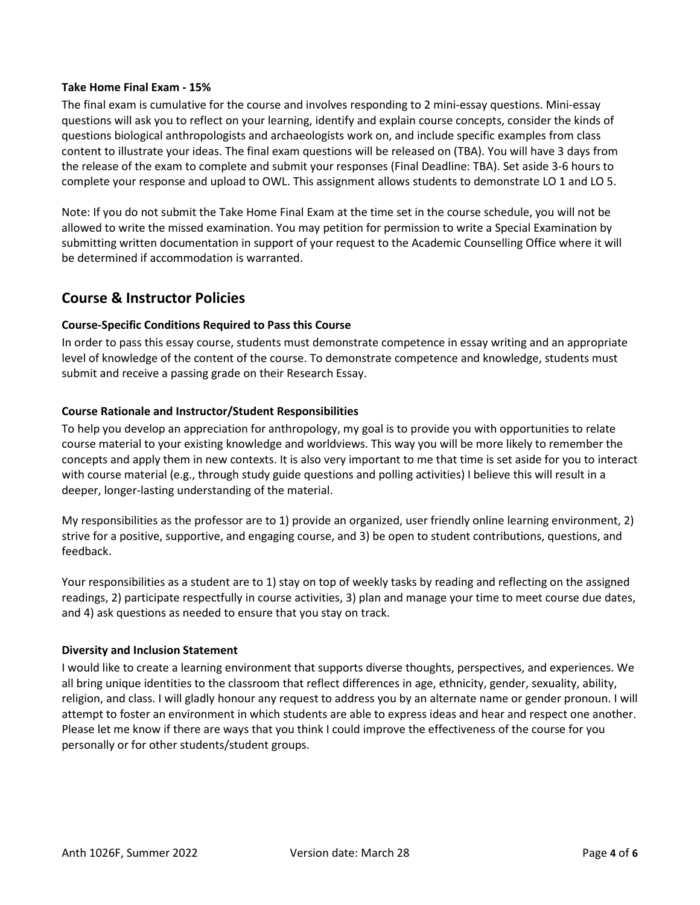**Take Home Final Exam - 15%**

The final exam is cumulative for the course and involves responding to 2 mini-essay questions. Mini-essay questions will ask you to reflect on your learning, identify and explain course concepts, consider the kinds of questions biological anthropologists and archaeologists work on, and include specific examples from class content to illustrate your ideas. The final exam questions will be released on (TBA). You will have 3 days from the release of the exam to complete and submit your responses (Final Deadline: TBA). Set aside 3-6 hours to complete your response and upload to OWL. This assignment allows students to demonstrate LO 1 and LO 5.

Note: If you do not submit the Take Home Final Exam at the time set in the course schedule, you will not be allowed to write the missed examination. You may petition for permission to write a Special Examination by submitting written documentation in support of your request to the Academic Counselling Office where it will be determined if accommodation is warranted.

## Course & Instructor Policies

**Course-Specific Conditions Required to Pass this Course**

In order to pass this essay course, students must demonstrate competence in essay writing and an appropriate level of knowledge of the content of the course. To demonstrate competence and knowledge, students must submit and receive a passing grade on their Research Essay.

**Course Rationale and Instructor/Student Responsibilities**

To help you develop an appreciation for anthropology, my goal is to provide you with opportunities to relate course material to your existing knowledge and worldviews. This way you will be more likely to remember the concepts and apply them in new contexts. It is also very important to me that time is set aside for you to interact with course material (e.g., through study guide questions and polling activities) I believe this will result in a deeper, longer-lasting understanding of the material.

My responsibilities as the professor are to 1) provide an organized, user friendly online learning environment, 2) strive for a positive, supportive, and engaging course, and 3) be open to student contributions, questions, and feedback.

Your responsibilities as a student are to 1) stay on top of weekly tasks by reading and reflecting on the assigned readings, 2) participate respectfully in course activities, 3) plan and manage your time to meet course due dates, and 4) ask questions as needed to ensure that you stay on track.

**Diversity and Inclusion Statement**

I would like to create a learning environment that supports diverse thoughts, perspectives, and experiences. We all bring unique identities to the classroom that reflect differences in age, ethnicity, gender, sexuality, ability, religion, and class. I will gladly honour any request to address you by an alternate name or gender pronoun. I will attempt to foster an environment in which students are able to express ideas and hear and respect one another. Please let me know if there are ways that you think I could improve the effectiveness of the course for you personally or for other students/student groups.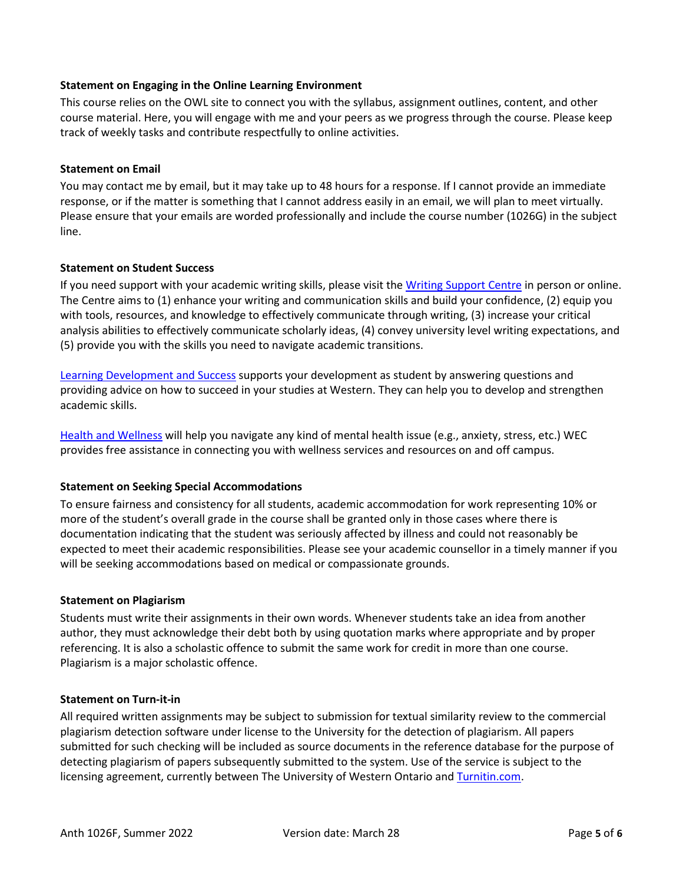**Statement on Engaging in the Online Learning Environment**

This course relies on the OWL site to connect you with the syllabus, assignment outlines, content, and other course material. Here, you will engage with me and your peers as we progress through the course. Please keep track of weekly tasks and contribute respectfully to online activities.

**Statement on Email**

You may contact me by email, but it may take up to 48 hours for a response. If I cannot provide an immediate response, or if the matter is something that I cannot address easily in an email, we will plan to meet virtually. Please ensure that your emails are worded professionally and include the course number (1026G) in the subject line.

**Statement on Student Success**

If you need support with your academic writing skills, please visit the [Writing Support Centre] in person or online. The Centre aims to (1) enhance your writing and communication skills and build your confidence, (2) equip you with tools, resources, and knowledge to effectively communicate through writing, (3) increase your critical analysis abilities to effectively communicate scholarly ideas, (4) convey university level writing expectations, and (5) provide you with the skills you need to navigate academic transitions.

[Learning Development and Success] supports your development as student by answering questions and providing advice on how to succeed in your studies at Western. They can help you to develop and strengthen academic skills.

[Health and Wellness] will help you navigate any kind of mental health issue (e.g., anxiety, stress, etc.) WEC provides free assistance in connecting you with wellness services and resources on and off campus.

**Statement on Seeking Special Accommodations**

To ensure fairness and consistency for all students, academic accommodation for work representing 10% or more of the student's overall grade in the course shall be granted only in those cases where there is documentation indicating that the student was seriously affected by illness and could not reasonably be expected to meet their academic responsibilities. Please see your academic counsellor in a timely manner if you will be seeking accommodations based on medical or compassionate grounds.

**Statement on Plagiarism**

Students must write their assignments in their own words. Whenever students take an idea from another author, they must acknowledge their debt both by using quotation marks where appropriate and by proper referencing. It is also a scholastic offence to submit the same work for credit in more than one course. Plagiarism is a major scholastic offence.

**Statement on Turn-it-in**

All required written assignments may be subject to submission for textual similarity review to the commercial plagiarism detection software under license to the University for the detection of plagiarism. All papers submitted for such checking will be included as source documents in the reference database for the purpose of detecting plagiarism of papers subsequently submitted to the system. Use of the service is subject to the licensing agreement, currently between The University of Western Ontario and [Turnitin.com].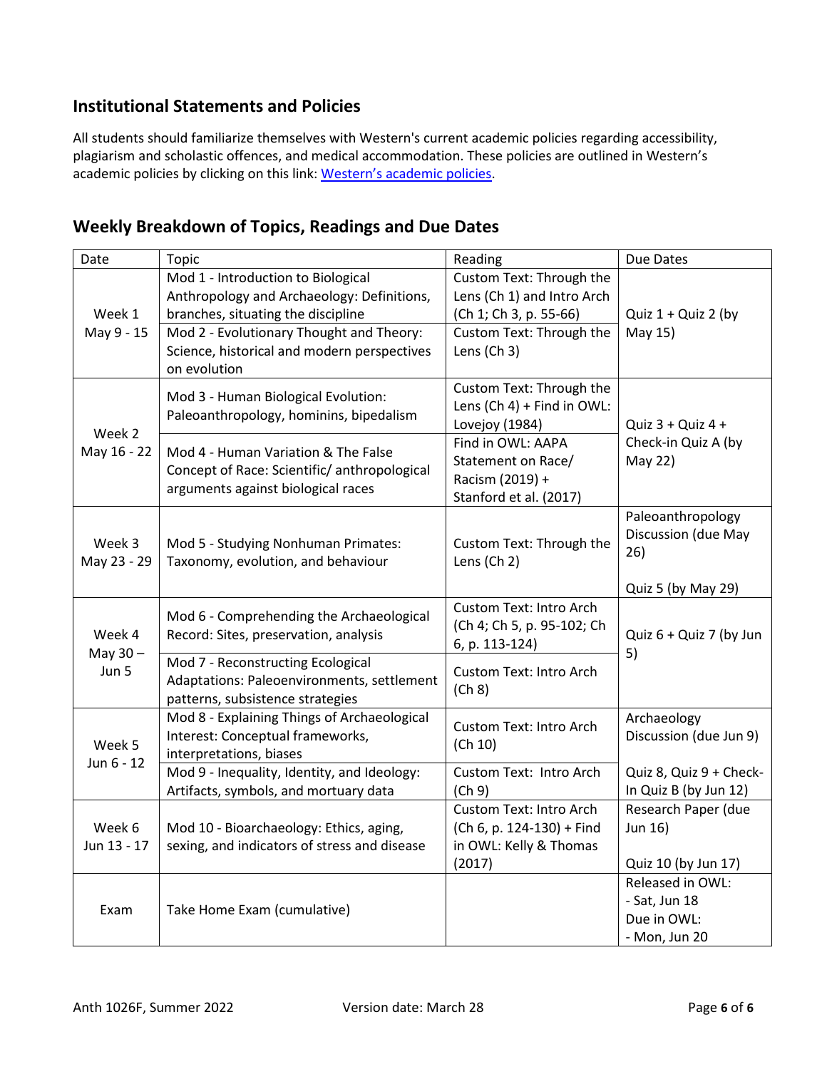## Institutional Statements and Policies

All students should familiarize themselves with Western's current academic policies regarding accessibility, plagiarism and scholastic offences, and medical accommodation. These policies are outlined in Western's academic policies by clicking on this link: [Western's academic policies](Western's academic policies).

## Weekly Breakdown of Topics, Readings and Due Dates

| Date | Topic | Reading | Due Dates |
|---|---|---|---|
| Week 1 May 9 - 15 | Mod 1 - Introduction to Biological Anthropology and Archaeology: Definitions, branches, situating the discipline | Custom Text: Through the Lens (Ch 1) and Intro Arch (Ch 1; Ch 3, p. 55-66) | Quiz 1 + Quiz 2 (by May 15) |
| | Mod 2 - Evolutionary Thought and Theory: Science, historical and modern perspectives on evolution | Custom Text: Through the Lens (Ch 3) | |
| Week 2 May 16 - 22 | Mod 3 - Human Biological Evolution: Paleoanthropology, hominins, bipedalism | Custom Text: Through the Lens (Ch 4) + Find in OWL: Lovejoy (1984) | Quiz 3 + Quiz 4 + Check-in Quiz A (by May 22) |
| | Mod 4 - Human Variation & The False Concept of Race: Scientific/ anthropological arguments against biological races | Find in OWL: AAPA Statement on Race/ Racism (2019) + Stanford et al. (2017) | |
| Week 3 May 23 - 29 | Mod 5 - Studying Nonhuman Primates: Taxonomy, evolution, and behaviour | Custom Text: Through the Lens (Ch 2) | Paleoanthropology Discussion (due May 26)<br><br>Quiz 5 (by May 29) |
| Week 4 May 30 – Jun 5 | Mod 6 - Comprehending the Archaeological Record: Sites, preservation, analysis | Custom Text: Intro Arch (Ch 4; Ch 5, p. 95-102; Ch 6, p. 113-124) | Quiz 6 + Quiz 7 (by Jun 5) |
| | Mod 7 - Reconstructing Ecological Adaptations: Paleoenvironments, settlement patterns, subsistence strategies | Custom Text: Intro Arch (Ch 8) | |
| Week 5 Jun 6 - 12 | Mod 8 - Explaining Things of Archaeological Interest: Conceptual frameworks, interpretations, biases | Custom Text: Intro Arch (Ch 10) | Archaeology Discussion (due Jun 9) |
| | Mod 9 - Inequality, Identity, and Ideology: Artifacts, symbols, and mortuary data | Custom Text: Intro Arch (Ch 9) | Quiz 8, Quiz 9 + Check-In Quiz B (by Jun 12) |
| Week 6 Jun 13 - 17 | Mod 10 - Bioarchaeology: Ethics, aging, sexing, and indicators of stress and disease | Custom Text: Intro Arch (Ch 6, p. 124-130) + Find in OWL: Kelly & Thomas (2017) | Research Paper (due Jun 16)<br><br>Quiz 10 (by Jun 17) |
| Exam | Take Home Exam (cumulative) | | Released in OWL:<br>- Sat, Jun 18<br>Due in OWL:<br>- Mon, Jun 20 |